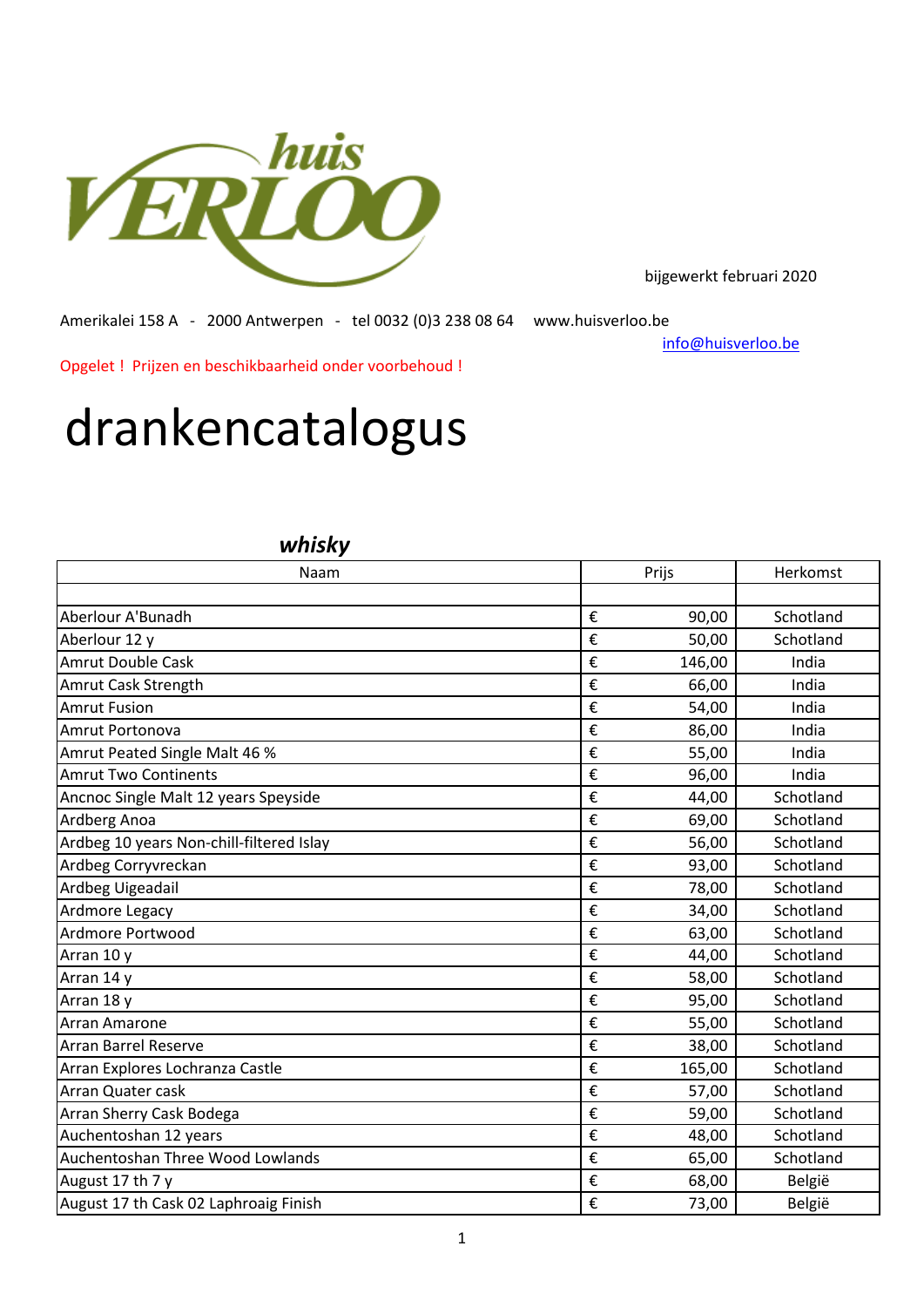huis VERLOO

bijgewerkt februari 2020

Amerikalei 158 A - 2000 Antwerpen - tel 0032 (0)3 238 08 64 www.huisverloo.be

info@huisverloo.be

Opgelet ! Prijzen en beschikbaarheid onder voorbehoud !

# drankencatalogus

## *whisky*

| Naam | Prijs | | Herkomst |
|---|---|---|---|
| | | | |
| Aberlour A'Bunadh | € | 90,00 | Schotland |
| Aberlour 12 y | € | 50,00 | Schotland |
| Amrut Double Cask | € | 146,00 | India |
| Amrut Cask Strength | € | 66,00 | India |
| Amrut Fusion | € | 54,00 | India |
| Amrut Portonova | € | 86,00 | India |
| Amrut Peated Single Malt 46 % | € | 55,00 | India |
| Amrut Two Continents | € | 96,00 | India |
| Ancnoc Single Malt 12 years Speyside | € | 44,00 | Schotland |
| Ardberg Anoa | € | 69,00 | Schotland |
| Ardbeg 10 years Non-chill-filtered Islay | € | 56,00 | Schotland |
| Ardbeg Corryvreckan | € | 93,00 | Schotland |
| Ardbeg Uigeadail | € | 78,00 | Schotland |
| Ardmore Legacy | € | 34,00 | Schotland |
| Ardmore Portwood | € | 63,00 | Schotland |
| Arran 10 y | € | 44,00 | Schotland |
| Arran 14 y | € | 58,00 | Schotland |
| Arran 18 y | € | 95,00 | Schotland |
| Arran Amarone | € | 55,00 | Schotland |
| Arran Barrel Reserve | € | 38,00 | Schotland |
| Arran Explores Lochranza Castle | € | 165,00 | Schotland |
| Arran Quater cask | € | 57,00 | Schotland |
| Arran Sherry Cask Bodega | € | 59,00 | Schotland |
| Auchentoshan 12 years | € | 48,00 | Schotland |
| Auchentoshan Three Wood Lowlands | € | 65,00 | Schotland |
| August 17 th 7 y | € | 68,00 | België |
| August 17 th Cask 02 Laphroaig Finish | € | 73,00 | België |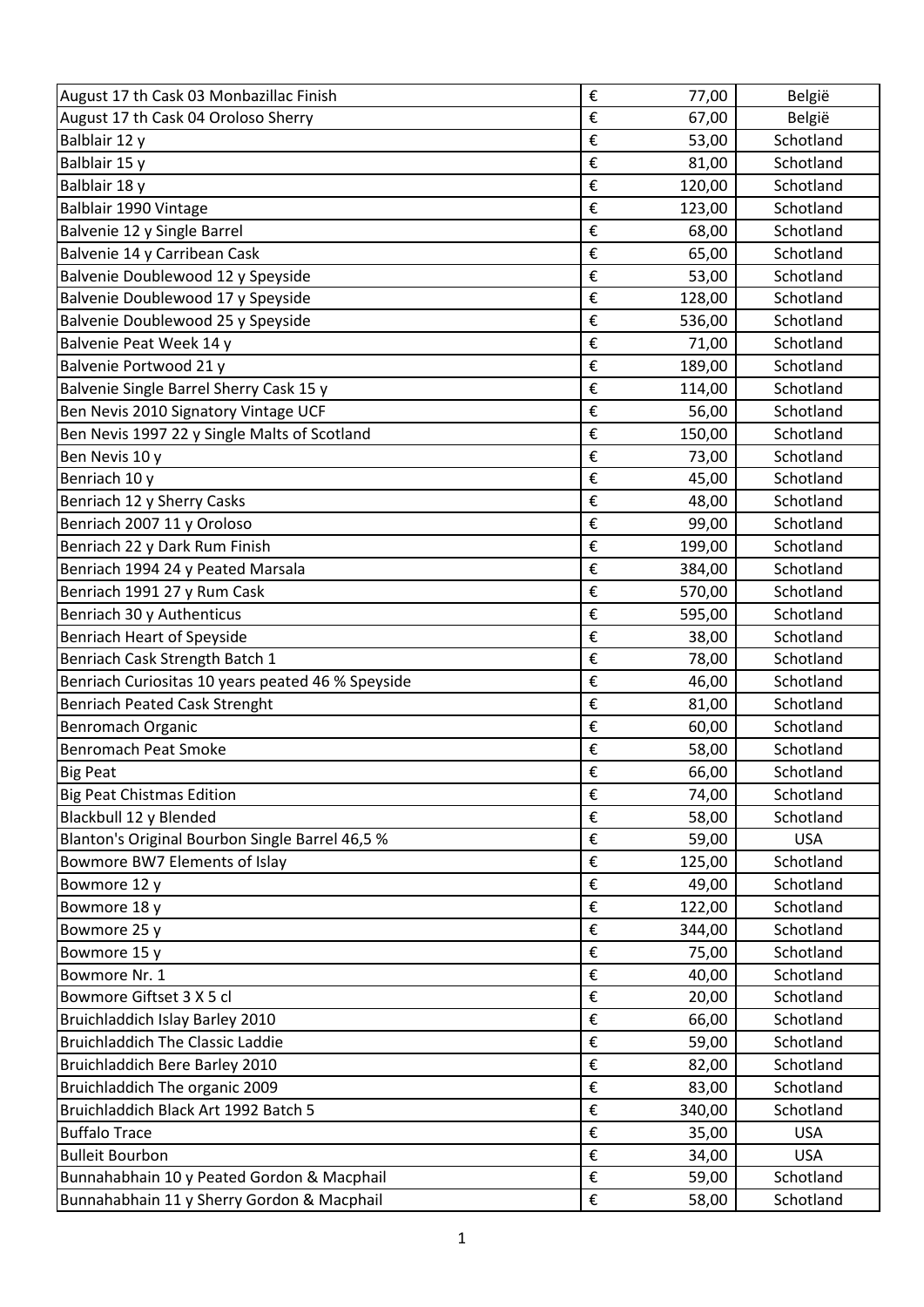| | | | |
|---|---|---|---|
| August 17 th Cask 03 Monbazillac Finish | € | 77,00 | België |
| August 17 th Cask 04 Oroloso Sherry | € | 67,00 | België |
| Balblair 12 y | € | 53,00 | Schotland |
| Balblair 15 y | € | 81,00 | Schotland |
| Balblair 18 y | € | 120,00 | Schotland |
| Balblair 1990 Vintage | € | 123,00 | Schotland |
| Balvenie 12 y Single Barrel | € | 68,00 | Schotland |
| Balvenie 14 y Carribean Cask | € | 65,00 | Schotland |
| Balvenie Doublewood 12 y Speyside | € | 53,00 | Schotland |
| Balvenie Doublewood 17 y Speyside | € | 128,00 | Schotland |
| Balvenie Doublewood 25 y Speyside | € | 536,00 | Schotland |
| Balvenie Peat Week 14 y | € | 71,00 | Schotland |
| Balvenie Portwood 21 y | € | 189,00 | Schotland |
| Balvenie Single Barrel Sherry Cask 15 y | € | 114,00 | Schotland |
| Ben Nevis 2010 Signatory Vintage UCF | € | 56,00 | Schotland |
| Ben Nevis 1997 22 y Single Malts of Scotland | € | 150,00 | Schotland |
| Ben Nevis 10 y | € | 73,00 | Schotland |
| Benriach 10 y | € | 45,00 | Schotland |
| Benriach 12 y Sherry Casks | € | 48,00 | Schotland |
| Benriach 2007 11 y Oroloso | € | 99,00 | Schotland |
| Benriach 22 y Dark Rum Finish | € | 199,00 | Schotland |
| Benriach 1994 24 y Peated Marsala | € | 384,00 | Schotland |
| Benriach 1991 27 y Rum Cask | € | 570,00 | Schotland |
| Benriach 30 y Authenticus | € | 595,00 | Schotland |
| Benriach Heart of Speyside | € | 38,00 | Schotland |
| Benriach Cask Strength Batch 1 | € | 78,00 | Schotland |
| Benriach Curiositas 10 years peated 46 % Speyside | € | 46,00 | Schotland |
| Benriach Peated Cask Strenght | € | 81,00 | Schotland |
| Benromach Organic | € | 60,00 | Schotland |
| Benromach Peat Smoke | € | 58,00 | Schotland |
| Big Peat | € | 66,00 | Schotland |
| Big Peat Chistmas Edition | € | 74,00 | Schotland |
| Blackbull 12 y Blended | € | 58,00 | Schotland |
| Blanton's Original Bourbon Single Barrel 46,5 % | € | 59,00 | USA |
| Bowmore BW7 Elements of Islay | € | 125,00 | Schotland |
| Bowmore 12 y | € | 49,00 | Schotland |
| Bowmore 18 y | € | 122,00 | Schotland |
| Bowmore 25 y | € | 344,00 | Schotland |
| Bowmore 15 y | € | 75,00 | Schotland |
| Bowmore Nr. 1 | € | 40,00 | Schotland |
| Bowmore Giftset 3 X 5 cl | € | 20,00 | Schotland |
| Bruichladdich Islay Barley 2010 | € | 66,00 | Schotland |
| Bruichladdich The Classic Laddie | € | 59,00 | Schotland |
| Bruichladdich Bere Barley 2010 | € | 82,00 | Schotland |
| Bruichladdich The organic 2009 | € | 83,00 | Schotland |
| Bruichladdich Black Art 1992 Batch 5 | € | 340,00 | Schotland |
| Buffalo Trace | € | 35,00 | USA |
| Bulleit Bourbon | € | 34,00 | USA |
| Bunnahabhain 10 y Peated Gordon & Macphail | € | 59,00 | Schotland |
| Bunnahabhain 11 y Sherry Gordon & Macphail | € | 58,00 | Schotland |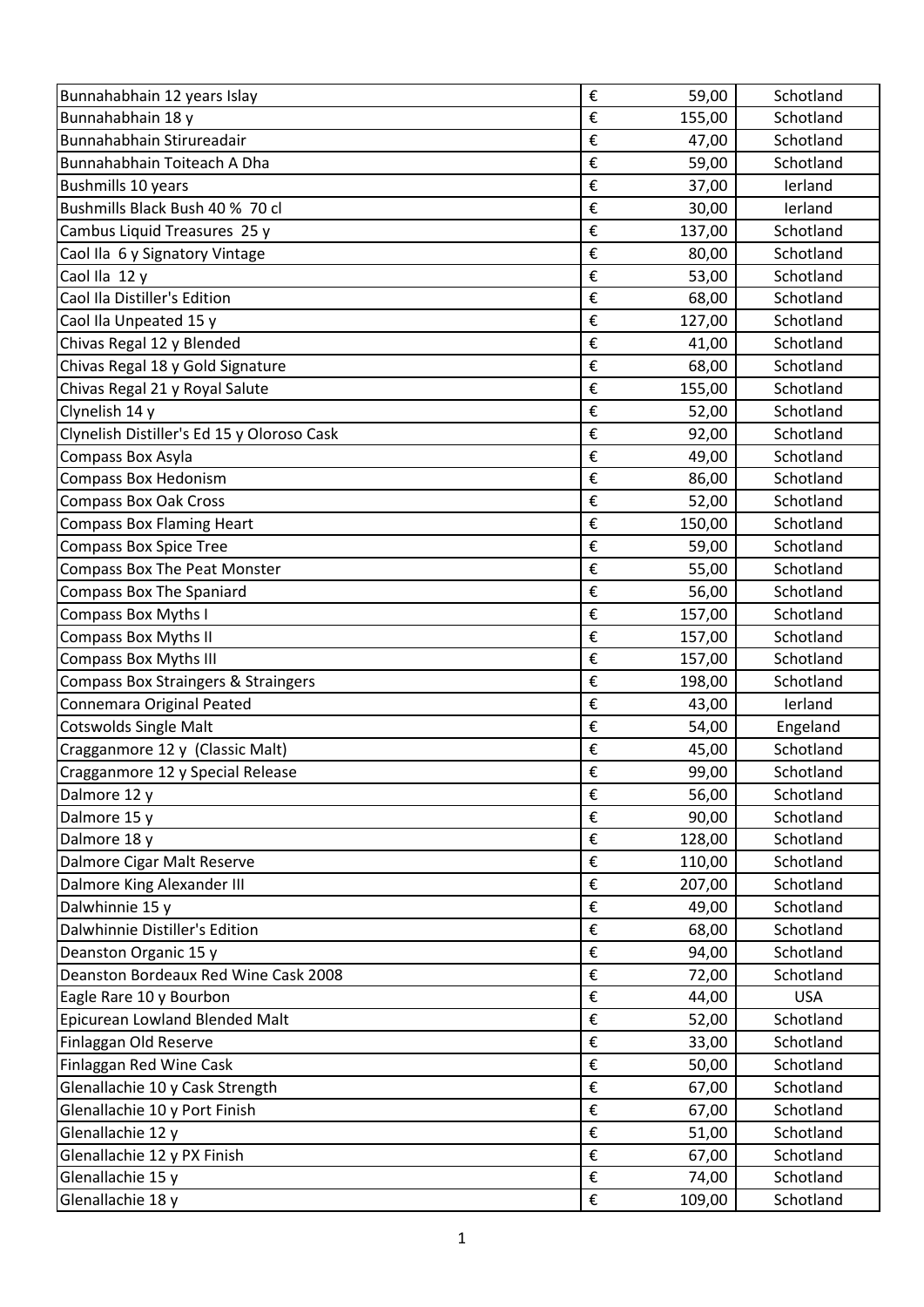| | | | |
|---|---|---|---|
| Bunnahabhain 12 years Islay | € | 59,00 | Schotland |
| Bunnahabhain 18 y | € | 155,00 | Schotland |
| Bunnahabhain Stirureadair | € | 47,00 | Schotland |
| Bunnahabhain Toiteach A Dha | € | 59,00 | Schotland |
| Bushmills 10 years | € | 37,00 | Ierland |
| Bushmills Black Bush 40 % 70 cl | € | 30,00 | Ierland |
| Cambus Liquid Treasures 25 y | € | 137,00 | Schotland |
| Caol Ila 6 y Signatory Vintage | € | 80,00 | Schotland |
| Caol Ila 12 y | € | 53,00 | Schotland |
| Caol Ila Distiller's Edition | € | 68,00 | Schotland |
| Caol Ila Unpeated 15 y | € | 127,00 | Schotland |
| Chivas Regal 12 y Blended | € | 41,00 | Schotland |
| Chivas Regal 18 y Gold Signature | € | 68,00 | Schotland |
| Chivas Regal 21 y Royal Salute | € | 155,00 | Schotland |
| Clynelish 14 y | € | 52,00 | Schotland |
| Clynelish Distiller's Ed 15 y Oloroso Cask | € | 92,00 | Schotland |
| Compass Box Asyla | € | 49,00 | Schotland |
| Compass Box Hedonism | € | 86,00 | Schotland |
| Compass Box Oak Cross | € | 52,00 | Schotland |
| Compass Box Flaming Heart | € | 150,00 | Schotland |
| Compass Box Spice Tree | € | 59,00 | Schotland |
| Compass Box The Peat Monster | € | 55,00 | Schotland |
| Compass Box The Spaniard | € | 56,00 | Schotland |
| Compass Box Myths I | € | 157,00 | Schotland |
| Compass Box Myths II | € | 157,00 | Schotland |
| Compass Box Myths III | € | 157,00 | Schotland |
| Compass Box Straingers & Straingers | € | 198,00 | Schotland |
| Connemara Original Peated | € | 43,00 | Ierland |
| Cotswolds Single Malt | € | 54,00 | Engeland |
| Cragganmore 12 y (Classic Malt) | € | 45,00 | Schotland |
| Cragganmore 12 y Special Release | € | 99,00 | Schotland |
| Dalmore 12 y | € | 56,00 | Schotland |
| Dalmore 15 y | € | 90,00 | Schotland |
| Dalmore 18 y | € | 128,00 | Schotland |
| Dalmore Cigar Malt Reserve | € | 110,00 | Schotland |
| Dalmore King Alexander III | € | 207,00 | Schotland |
| Dalwhinnie 15 y | € | 49,00 | Schotland |
| Dalwhinnie Distiller's Edition | € | 68,00 | Schotland |
| Deanston Organic 15 y | € | 94,00 | Schotland |
| Deanston Bordeaux Red Wine Cask 2008 | € | 72,00 | Schotland |
| Eagle Rare 10 y Bourbon | € | 44,00 | USA |
| Epicurean Lowland Blended Malt | € | 52,00 | Schotland |
| Finlaggan Old Reserve | € | 33,00 | Schotland |
| Finlaggan Red Wine Cask | € | 50,00 | Schotland |
| Glenallachie 10 y Cask Strength | € | 67,00 | Schotland |
| Glenallachie 10 y Port Finish | € | 67,00 | Schotland |
| Glenallachie 12 y | € | 51,00 | Schotland |
| Glenallachie 12 y PX Finish | € | 67,00 | Schotland |
| Glenallachie 15 y | € | 74,00 | Schotland |
| Glenallachie 18 y | € | 109,00 | Schotland |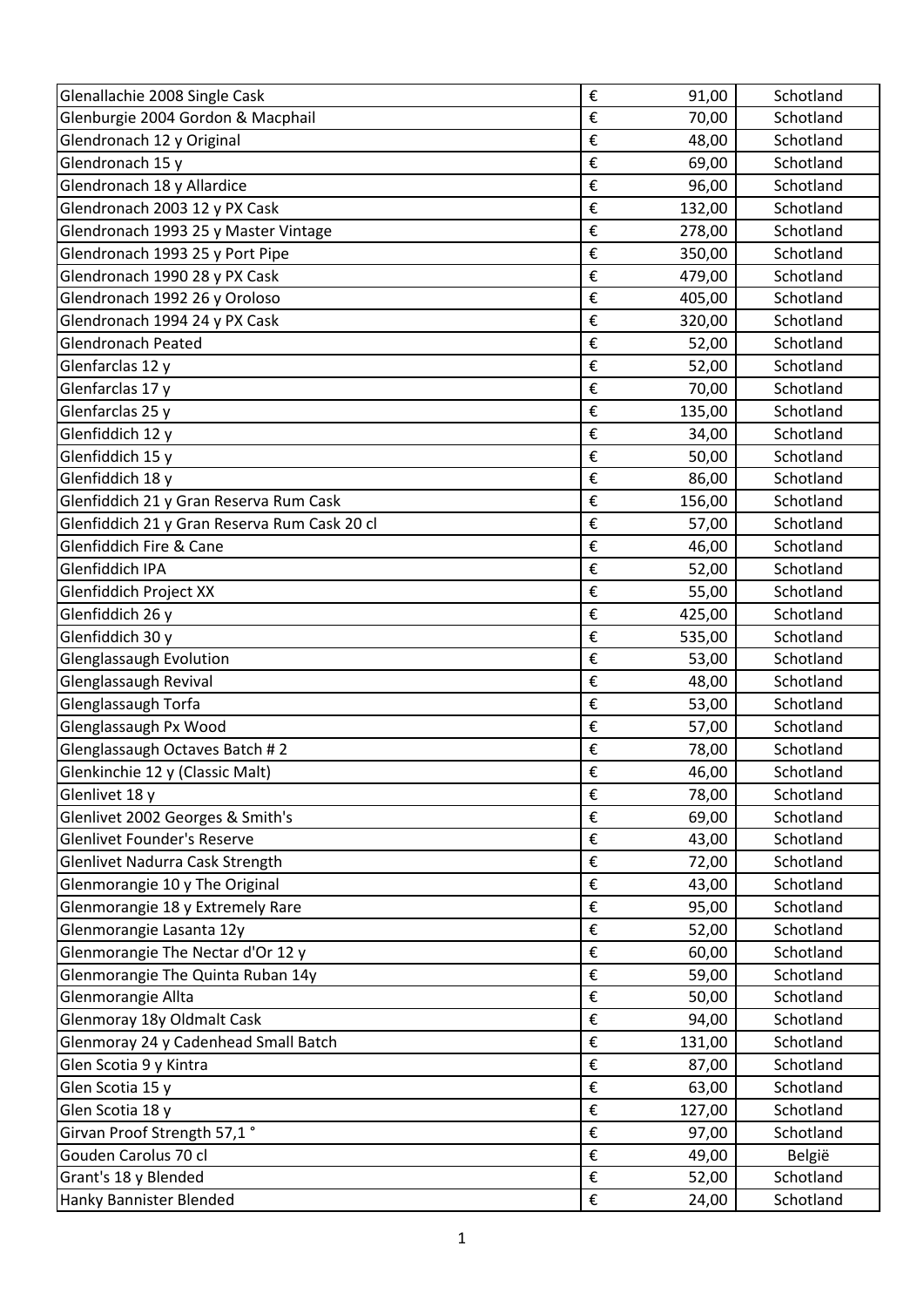| Glenallachie 2008 Single Cask | € | 91,00 | Schotland |
|---|---|---|---|
| Glenburgie 2004 Gordon & Macphail | € | 70,00 | Schotland |
| Glendronach 12 y Original | € | 48,00 | Schotland |
| Glendronach 15 y | € | 69,00 | Schotland |
| Glendronach 18 y Allardice | € | 96,00 | Schotland |
| Glendronach 2003 12 y PX Cask | € | 132,00 | Schotland |
| Glendronach 1993 25 y Master Vintage | € | 278,00 | Schotland |
| Glendronach 1993 25 y Port Pipe | € | 350,00 | Schotland |
| Glendronach 1990 28 y PX Cask | € | 479,00 | Schotland |
| Glendronach 1992 26 y Oroloso | € | 405,00 | Schotland |
| Glendronach 1994 24 y PX Cask | € | 320,00 | Schotland |
| Glendronach Peated | € | 52,00 | Schotland |
| Glenfarclas 12 y | € | 52,00 | Schotland |
| Glenfarclas 17 y | € | 70,00 | Schotland |
| Glenfarclas 25 y | € | 135,00 | Schotland |
| Glenfiddich 12 y | € | 34,00 | Schotland |
| Glenfiddich 15 y | € | 50,00 | Schotland |
| Glenfiddich 18 y | € | 86,00 | Schotland |
| Glenfiddich 21 y Gran Reserva Rum Cask | € | 156,00 | Schotland |
| Glenfiddich 21 y Gran Reserva Rum Cask 20 cl | € | 57,00 | Schotland |
| Glenfiddich Fire & Cane | € | 46,00 | Schotland |
| Glenfiddich IPA | € | 52,00 | Schotland |
| Glenfiddich Project XX | € | 55,00 | Schotland |
| Glenfiddich 26 y | € | 425,00 | Schotland |
| Glenfiddich 30 y | € | 535,00 | Schotland |
| Glenglassaugh Evolution | € | 53,00 | Schotland |
| Glenglassaugh Revival | € | 48,00 | Schotland |
| Glenglassaugh Torfa | € | 53,00 | Schotland |
| Glenglassaugh Px Wood | € | 57,00 | Schotland |
| Glenglassaugh Octaves Batch # 2 | € | 78,00 | Schotland |
| Glenkinchie 12 y (Classic Malt) | € | 46,00 | Schotland |
| Glenlivet 18 y | € | 78,00 | Schotland |
| Glenlivet 2002 Georges & Smith's | € | 69,00 | Schotland |
| Glenlivet Founder's Reserve | € | 43,00 | Schotland |
| Glenlivet Nadurra Cask Strength | € | 72,00 | Schotland |
| Glenmorangie 10 y The Original | € | 43,00 | Schotland |
| Glenmorangie 18 y Extremely Rare | € | 95,00 | Schotland |
| Glenmorangie Lasanta 12y | € | 52,00 | Schotland |
| Glenmorangie The Nectar d'Or 12 y | € | 60,00 | Schotland |
| Glenmorangie The Quinta Ruban 14y | € | 59,00 | Schotland |
| Glenmorangie Allta | € | 50,00 | Schotland |
| Glenmoray 18y Oldmalt Cask | € | 94,00 | Schotland |
| Glenmoray 24 y Cadenhead Small Batch | € | 131,00 | Schotland |
| Glen Scotia 9 y Kintra | € | 87,00 | Schotland |
| Glen Scotia 15 y | € | 63,00 | Schotland |
| Glen Scotia 18 y | € | 127,00 | Schotland |
| Girvan Proof Strength 57,1 ° | € | 97,00 | Schotland |
| Gouden Carolus 70 cl | € | 49,00 | België |
| Grant's 18 y Blended | € | 52,00 | Schotland |
| Hanky Bannister Blended | € | 24,00 | Schotland |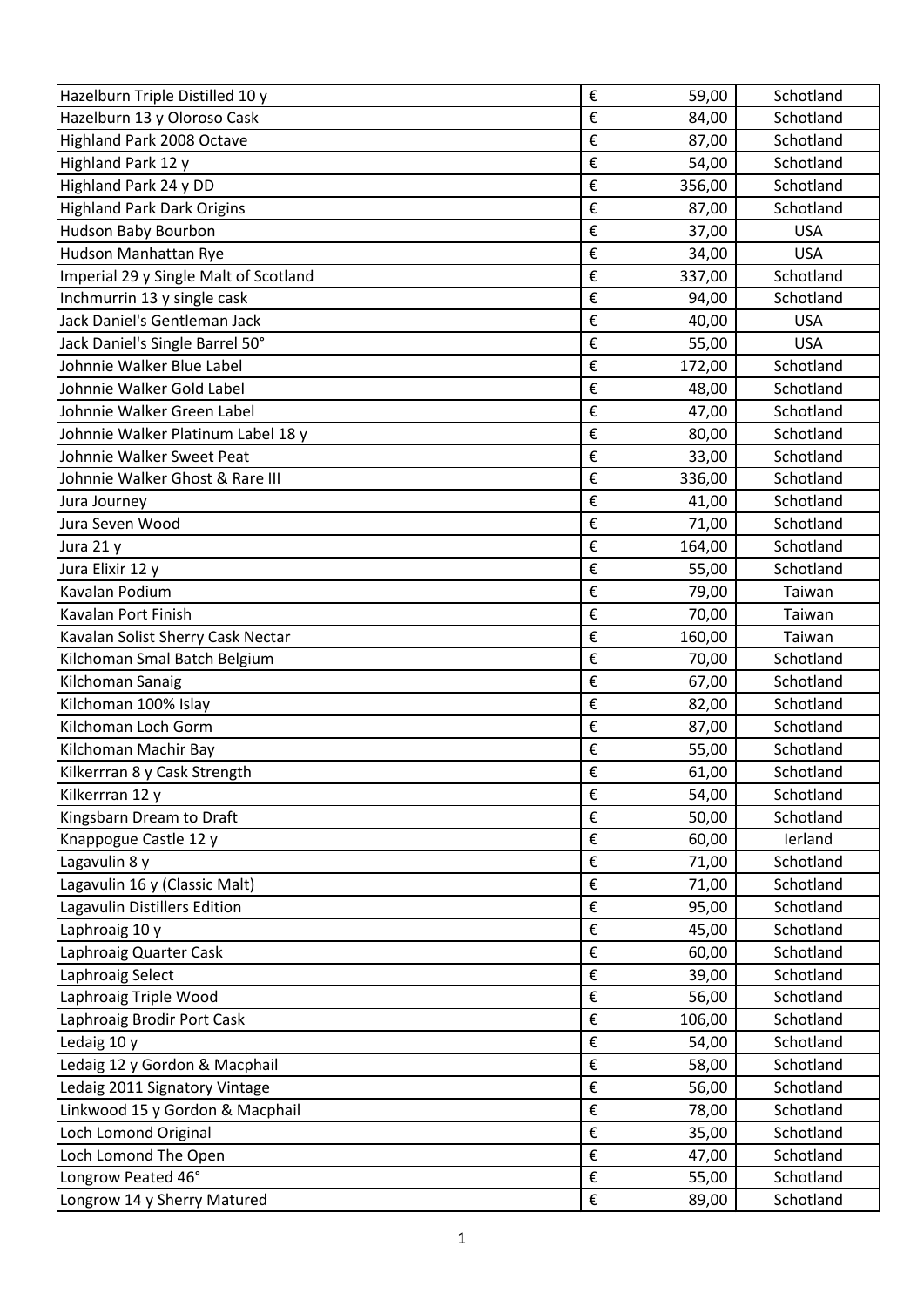| Hazelburn Triple Distilled 10 y | € | 59,00 | Schotland |
|---|---|---|---|
| Hazelburn 13 y Oloroso Cask | € | 84,00 | Schotland |
| Highland Park 2008 Octave | € | 87,00 | Schotland |
| Highland Park 12 y | € | 54,00 | Schotland |
| Highland Park 24 y DD | € | 356,00 | Schotland |
| Highland Park Dark Origins | € | 87,00 | Schotland |
| Hudson Baby Bourbon | € | 37,00 | USA |
| Hudson Manhattan Rye | € | 34,00 | USA |
| Imperial 29 y Single Malt of Scotland | € | 337,00 | Schotland |
| Inchmurrin 13 y single cask | € | 94,00 | Schotland |
| Jack Daniel's Gentleman Jack | € | 40,00 | USA |
| Jack Daniel's Single Barrel 50° | € | 55,00 | USA |
| Johnnie Walker Blue Label | € | 172,00 | Schotland |
| Johnnie Walker Gold Label | € | 48,00 | Schotland |
| Johnnie Walker Green Label | € | 47,00 | Schotland |
| Johnnie Walker Platinum Label 18 y | € | 80,00 | Schotland |
| Johnnie Walker Sweet Peat | € | 33,00 | Schotland |
| Johnnie Walker Ghost & Rare III | € | 336,00 | Schotland |
| Jura Journey | € | 41,00 | Schotland |
| Jura Seven Wood | € | 71,00 | Schotland |
| Jura 21 y | € | 164,00 | Schotland |
| Jura Elixir 12 y | € | 55,00 | Schotland |
| Kavalan Podium | € | 79,00 | Taiwan |
| Kavalan Port Finish | € | 70,00 | Taiwan |
| Kavalan Solist Sherry Cask Nectar | € | 160,00 | Taiwan |
| Kilchoman Smal Batch Belgium | € | 70,00 | Schotland |
| Kilchoman Sanaig | € | 67,00 | Schotland |
| Kilchoman 100% Islay | € | 82,00 | Schotland |
| Kilchoman Loch Gorm | € | 87,00 | Schotland |
| Kilchoman Machir Bay | € | 55,00 | Schotland |
| Kilkerrran 8 y Cask Strength | € | 61,00 | Schotland |
| Kilkerrran 12 y | € | 54,00 | Schotland |
| Kingsbarn Dream to Draft | € | 50,00 | Schotland |
| Knappogue Castle 12 y | € | 60,00 | Ierland |
| Lagavulin 8 y | € | 71,00 | Schotland |
| Lagavulin 16 y (Classic Malt) | € | 71,00 | Schotland |
| Lagavulin Distillers Edition | € | 95,00 | Schotland |
| Laphroaig 10 y | € | 45,00 | Schotland |
| Laphroaig Quarter Cask | € | 60,00 | Schotland |
| Laphroaig Select | € | 39,00 | Schotland |
| Laphroaig Triple Wood | € | 56,00 | Schotland |
| Laphroaig Brodir Port Cask | € | 106,00 | Schotland |
| Ledaig 10 y | € | 54,00 | Schotland |
| Ledaig 12 y Gordon & Macphail | € | 58,00 | Schotland |
| Ledaig 2011 Signatory Vintage | € | 56,00 | Schotland |
| Linkwood 15 y Gordon & Macphail | € | 78,00 | Schotland |
| Loch Lomond Original | € | 35,00 | Schotland |
| Loch Lomond The Open | € | 47,00 | Schotland |
| Longrow Peated 46° | € | 55,00 | Schotland |
| Longrow 14 y Sherry Matured | € | 89,00 | Schotland |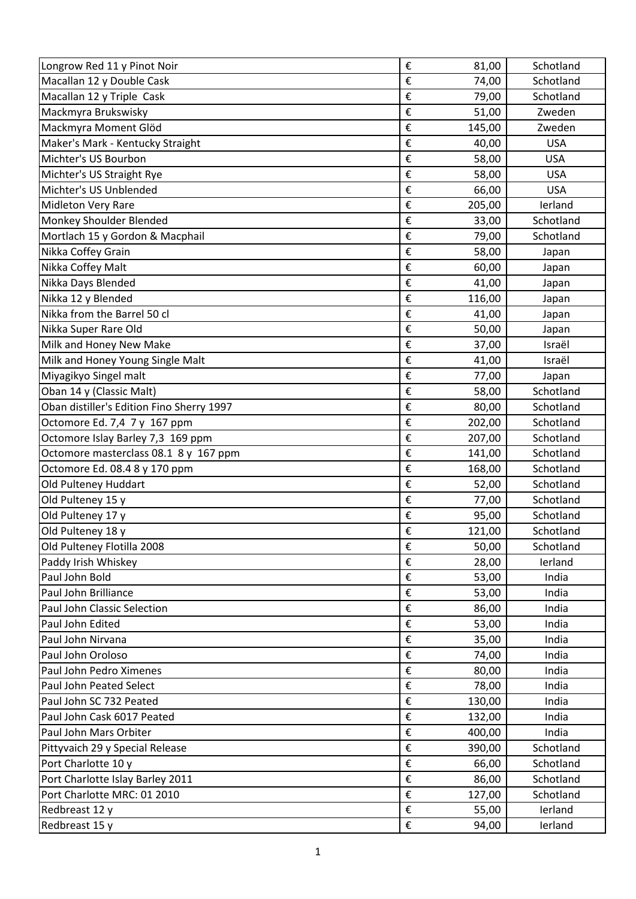| | | | |
|---|---|---|---|
| Longrow Red 11 y Pinot Noir | € | 81,00 | Schotland |
| Macallan 12 y Double Cask | € | 74,00 | Schotland |
| Macallan 12 y Triple  Cask | € | 79,00 | Schotland |
| Mackmyra Brukswisky | € | 51,00 | Zweden |
| Mackmyra Moment Glöd | € | 145,00 | Zweden |
| Maker's Mark - Kentucky Straight | € | 40,00 | USA |
| Michter's US Bourbon | € | 58,00 | USA |
| Michter's US Straight Rye | € | 58,00 | USA |
| Michter's US Unblended | € | 66,00 | USA |
| Midleton Very Rare | € | 205,00 | Ierland |
| Monkey Shoulder Blended | € | 33,00 | Schotland |
| Mortlach 15 y Gordon & Macphail | € | 79,00 | Schotland |
| Nikka Coffey Grain | € | 58,00 | Japan |
| Nikka Coffey Malt | € | 60,00 | Japan |
| Nikka Days Blended | € | 41,00 | Japan |
| Nikka 12 y Blended | € | 116,00 | Japan |
| Nikka from the Barrel 50 cl | € | 41,00 | Japan |
| Nikka Super Rare Old | € | 50,00 | Japan |
| Milk and Honey New Make | € | 37,00 | Israël |
| Milk and Honey Young Single Malt | € | 41,00 | Israël |
| Miyagikyo Singel malt | € | 77,00 | Japan |
| Oban 14 y (Classic Malt) | € | 58,00 | Schotland |
| Oban distiller's Edition Fino Sherry 1997 | € | 80,00 | Schotland |
| Octomore Ed. 7,4  7 y  167 ppm | € | 202,00 | Schotland |
| Octomore Islay Barley 7,3  169 ppm | € | 207,00 | Schotland |
| Octomore masterclass 08.1  8 y  167 ppm | € | 141,00 | Schotland |
| Octomore Ed. 08.4 8 y 170 ppm | € | 168,00 | Schotland |
| Old Pulteney Huddart | € | 52,00 | Schotland |
| Old Pulteney 15 y | € | 77,00 | Schotland |
| Old Pulteney 17 y | € | 95,00 | Schotland |
| Old Pulteney 18 y | € | 121,00 | Schotland |
| Old Pulteney Flotilla 2008 | € | 50,00 | Schotland |
| Paddy Irish Whiskey | € | 28,00 | Ierland |
| Paul John Bold | € | 53,00 | India |
| Paul John Brilliance | € | 53,00 | India |
| Paul John Classic Selection | € | 86,00 | India |
| Paul John Edited | € | 53,00 | India |
| Paul John Nirvana | € | 35,00 | India |
| Paul John Oroloso | € | 74,00 | India |
| Paul John Pedro Ximenes | € | 80,00 | India |
| Paul John Peated Select | € | 78,00 | India |
| Paul John SC 732 Peated | € | 130,00 | India |
| Paul John Cask 6017 Peated | € | 132,00 | India |
| Paul John Mars Orbiter | € | 400,00 | India |
| Pittyvaich 29 y Special Release | € | 390,00 | Schotland |
| Port Charlotte 10 y | € | 66,00 | Schotland |
| Port Charlotte Islay Barley 2011 | € | 86,00 | Schotland |
| Port Charlotte MRC: 01 2010 | € | 127,00 | Schotland |
| Redbreast 12 y | € | 55,00 | Ierland |
| Redbreast 15 y | € | 94,00 | Ierland |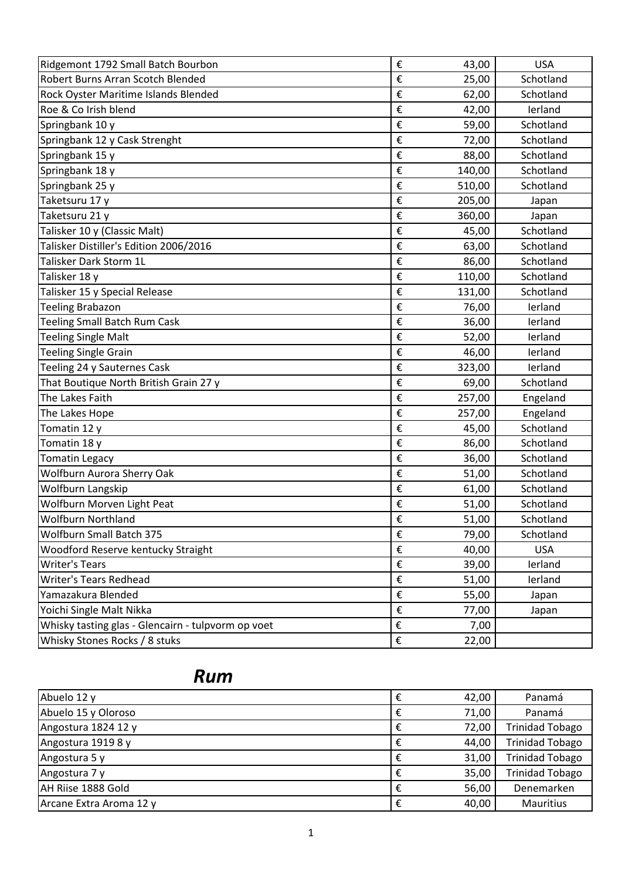| | | | |
|---|---|---|---|
| Ridgemont 1792 Small Batch Bourbon | € | 43,00 | USA |
| Robert Burns Arran Scotch Blended | € | 25,00 | Schotland |
| Rock Oyster Maritime Islands Blended | € | 62,00 | Schotland |
| Roe & Co Irish blend | € | 42,00 | Ierland |
| Springbank 10 y | € | 59,00 | Schotland |
| Springbank 12 y Cask Strenght | € | 72,00 | Schotland |
| Springbank 15 y | € | 88,00 | Schotland |
| Springbank 18 y | € | 140,00 | Schotland |
| Springbank 25 y | € | 510,00 | Schotland |
| Taketsuru 17 y | € | 205,00 | Japan |
| Taketsuru 21 y | € | 360,00 | Japan |
| Talisker 10 y (Classic Malt) | € | 45,00 | Schotland |
| Talisker Distiller's Edition 2006/2016 | € | 63,00 | Schotland |
| Talisker Dark Storm 1L | € | 86,00 | Schotland |
| Talisker 18 y | € | 110,00 | Schotland |
| Talisker 15 y Special Release | € | 131,00 | Schotland |
| Teeling Brabazon | € | 76,00 | Ierland |
| Teeling Small Batch Rum Cask | € | 36,00 | Ierland |
| Teeling Single Malt | € | 52,00 | Ierland |
| Teeling Single Grain | € | 46,00 | Ierland |
| Teeling 24 y Sauternes Cask | € | 323,00 | Ierland |
| That Boutique North British Grain 27 y | € | 69,00 | Schotland |
| The Lakes Faith | € | 257,00 | Engeland |
| The Lakes Hope | € | 257,00 | Engeland |
| Tomatin 12 y | € | 45,00 | Schotland |
| Tomatin 18 y | € | 86,00 | Schotland |
| Tomatin Legacy | € | 36,00 | Schotland |
| Wolfburn Aurora Sherry Oak | € | 51,00 | Schotland |
| Wolfburn Langskip | € | 61,00 | Schotland |
| Wolfburn Morven Light Peat | € | 51,00 | Schotland |
| Wolfburn Northland | € | 51,00 | Schotland |
| Wolfburn Small Batch 375 | € | 79,00 | Schotland |
| Woodford Reserve kentucky Straight | € | 40,00 | USA |
| Writer's Tears | € | 39,00 | Ierland |
| Writer's Tears Redhead | € | 51,00 | Ierland |
| Yamazakura Blended | € | 55,00 | Japan |
| Yoichi Single Malt Nikka | € | 77,00 | Japan |
| Whisky tasting glas - Glencairn - tulpvorm op voet | € | 7,00 | |
| Whisky Stones Rocks / 8 stuks | € | 22,00 | |

## *Rum*

| | | | |
|---|---|---|---|
| Abuelo 12 y | € | 42,00 | Panamá |
| Abuelo 15 y Oloroso | € | 71,00 | Panamá |
| Angostura 1824 12 y | € | 72,00 | Trinidad Tobago |
| Angostura 1919 8 y | € | 44,00 | Trinidad Tobago |
| Angostura 5 y | € | 31,00 | Trinidad Tobago |
| Angostura 7 y | € | 35,00 | Trinidad Tobago |
| AH Riise 1888 Gold | € | 56,00 | Denemarken |
| Arcane Extra Aroma 12 y | € | 40,00 | Mauritius |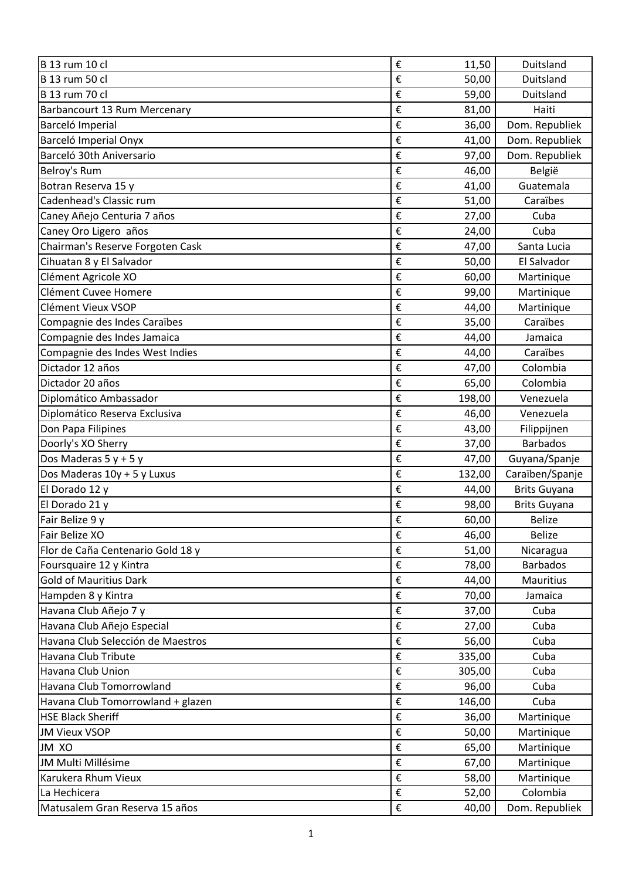| B 13 rum 10 cl | € | 11,50 | Duitsland |
|---|---|---|---|
| B 13 rum 50 cl | € | 50,00 | Duitsland |
| B 13 rum 70 cl | € | 59,00 | Duitsland |
| Barbancourt 13 Rum Mercenary | € | 81,00 | Haiti |
| Barceló Imperial | € | 36,00 | Dom. Republiek |
| Barceló Imperial Onyx | € | 41,00 | Dom. Republiek |
| Barceló 30th Aniversario | € | 97,00 | Dom. Republiek |
| Belroy's Rum | € | 46,00 | België |
| Botran Reserva 15 y | € | 41,00 | Guatemala |
| Cadenhead's Classic rum | € | 51,00 | Caraïbes |
| Caney Añejo Centuria 7 años | € | 27,00 | Cuba |
| Caney Oro Ligero años | € | 24,00 | Cuba |
| Chairman's Reserve Forgoten Cask | € | 47,00 | Santa Lucia |
| Cihuatan 8 y El Salvador | € | 50,00 | El Salvador |
| Clément Agricole XO | € | 60,00 | Martinique |
| Clément Cuvee Homere | € | 99,00 | Martinique |
| Clément Vieux VSOP | € | 44,00 | Martinique |
| Compagnie des Indes Caraïbes | € | 35,00 | Caraïbes |
| Compagnie des Indes Jamaica | € | 44,00 | Jamaica |
| Compagnie des Indes West Indies | € | 44,00 | Caraïbes |
| Dictador 12 años | € | 47,00 | Colombia |
| Dictador 20 años | € | 65,00 | Colombia |
| Diplomático Ambassador | € | 198,00 | Venezuela |
| Diplomático Reserva Exclusiva | € | 46,00 | Venezuela |
| Don Papa Filipines | € | 43,00 | Filippijnen |
| Doorly's XO Sherry | € | 37,00 | Barbados |
| Dos Maderas 5 y + 5 y | € | 47,00 | Guyana/Spanje |
| Dos Maderas 10y + 5 y Luxus | € | 132,00 | Caraïben/Spanje |
| El Dorado 12 y | € | 44,00 | Brits Guyana |
| El Dorado 21 y | € | 98,00 | Brits Guyana |
| Fair Belize 9 y | € | 60,00 | Belize |
| Fair Belize XO | € | 46,00 | Belize |
| Flor de Caña Centenario Gold 18 y | € | 51,00 | Nicaragua |
| Foursquaire 12 y Kintra | € | 78,00 | Barbados |
| Gold of Mauritius Dark | € | 44,00 | Mauritius |
| Hampden 8 y Kintra | € | 70,00 | Jamaica |
| Havana Club Añejo 7 y | € | 37,00 | Cuba |
| Havana Club Añejo Especial | € | 27,00 | Cuba |
| Havana Club Selección de Maestros | € | 56,00 | Cuba |
| Havana Club Tribute | € | 335,00 | Cuba |
| Havana Club Union | € | 305,00 | Cuba |
| Havana Club Tomorrowland | € | 96,00 | Cuba |
| Havana Club Tomorrowland + glazen | € | 146,00 | Cuba |
| HSE Black Sheriff | € | 36,00 | Martinique |
| JM Vieux VSOP | € | 50,00 | Martinique |
| JM XO | € | 65,00 | Martinique |
| JM Multi Millésime | € | 67,00 | Martinique |
| Karukera Rhum Vieux | € | 58,00 | Martinique |
| La Hechicera | € | 52,00 | Colombia |
| Matusalem Gran Reserva 15 años | € | 40,00 | Dom. Republiek |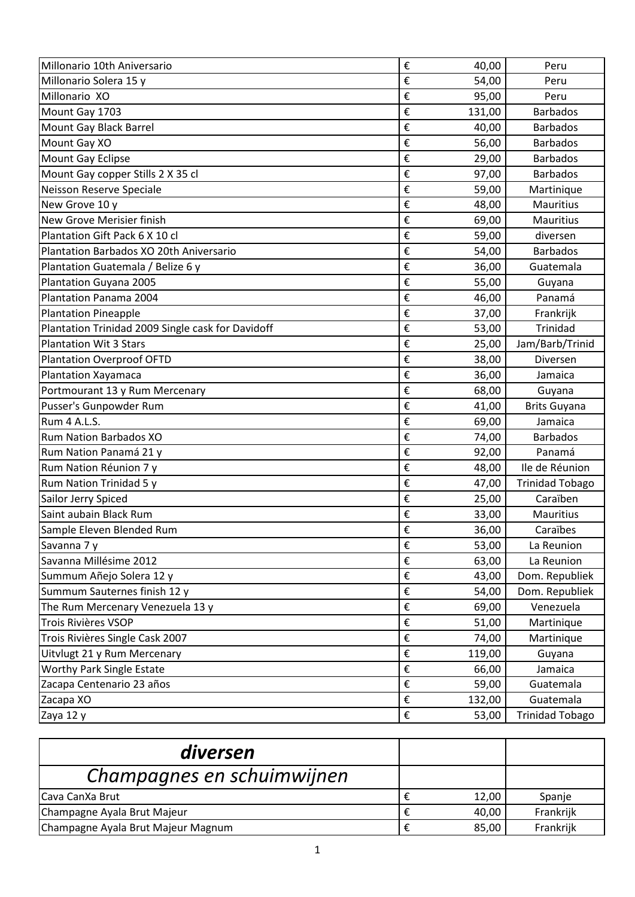| | | | |
|---|---|---|---|
| Millonario 10th Aniversario | € | 40,00 | Peru |
| Millonario Solera 15 y | € | 54,00 | Peru |
| Millonario  XO | € | 95,00 | Peru |
| Mount Gay 1703 | € | 131,00 | Barbados |
| Mount Gay Black Barrel | € | 40,00 | Barbados |
| Mount Gay XO | € | 56,00 | Barbados |
| Mount Gay Eclipse | € | 29,00 | Barbados |
| Mount Gay copper Stills 2 X 35 cl | € | 97,00 | Barbados |
| Neisson Reserve Speciale | € | 59,00 | Martinique |
| New Grove 10 y | € | 48,00 | Mauritius |
| New Grove Merisier finish | € | 69,00 | Mauritius |
| Plantation Gift Pack 6 X 10 cl | € | 59,00 | diversen |
| Plantation Barbados XO 20th Aniversario | € | 54,00 | Barbados |
| Plantation Guatemala / Belize 6 y | € | 36,00 | Guatemala |
| Plantation Guyana 2005 | € | 55,00 | Guyana |
| Plantation Panama 2004 | € | 46,00 | Panamá |
| Plantation Pineapple | € | 37,00 | Frankrijk |
| Plantation Trinidad 2009 Single cask for Davidoff | € | 53,00 | Trinidad |
| Plantation Wit 3 Stars | € | 25,00 | Jam/Barb/Trinid |
| Plantation Overproof OFTD | € | 38,00 | Diversen |
| Plantation Xayamaca | € | 36,00 | Jamaica |
| Portmourant 13 y Rum Mercenary | € | 68,00 | Guyana |
| Pusser's Gunpowder Rum | € | 41,00 | Brits Guyana |
| Rum 4 A.L.S. | € | 69,00 | Jamaica |
| Rum Nation Barbados XO | € | 74,00 | Barbados |
| Rum Nation Panamá 21 y | € | 92,00 | Panamá |
| Rum Nation Réunion 7 y | € | 48,00 | Ile de Réunion |
| Rum Nation Trinidad 5 y | € | 47,00 | Trinidad Tobago |
| Sailor Jerry Spiced | € | 25,00 | Caraïben |
| Saint aubain Black Rum | € | 33,00 | Mauritius |
| Sample Eleven Blended Rum | € | 36,00 | Caraïbes |
| Savanna 7 y | € | 53,00 | La Reunion |
| Savanna Millésime 2012 | € | 63,00 | La Reunion |
| Summum Añejo Solera 12 y | € | 43,00 | Dom. Republiek |
| Summum Sauternes finish 12 y | € | 54,00 | Dom. Republiek |
| The Rum Mercenary Venezuela 13 y | € | 69,00 | Venezuela |
| Trois Rivières VSOP | € | 51,00 | Martinique |
| Trois Rivières Single Cask 2007 | € | 74,00 | Martinique |
| Uitvlugt 21 y Rum Mercenary | € | 119,00 | Guyana |
| Worthy Park Single Estate | € | 66,00 | Jamaica |
| Zacapa Centenario 23 años | € | 59,00 | Guatemala |
| Zacapa XO | € | 132,00 | Guatemala |
| Zaya 12 y | € | 53,00 | Trinidad Tobago |

| | | | |
|---|---|---|---|
| ***diversen*** | | | |
| *Champagnes en schuimwijnen* | | | |
| Cava CanXa Brut | € | 12,00 | Spanje |
| Champagne Ayala Brut Majeur | € | 40,00 | Frankrijk |
| Champagne Ayala Brut Majeur Magnum | € | 85,00 | Frankrijk |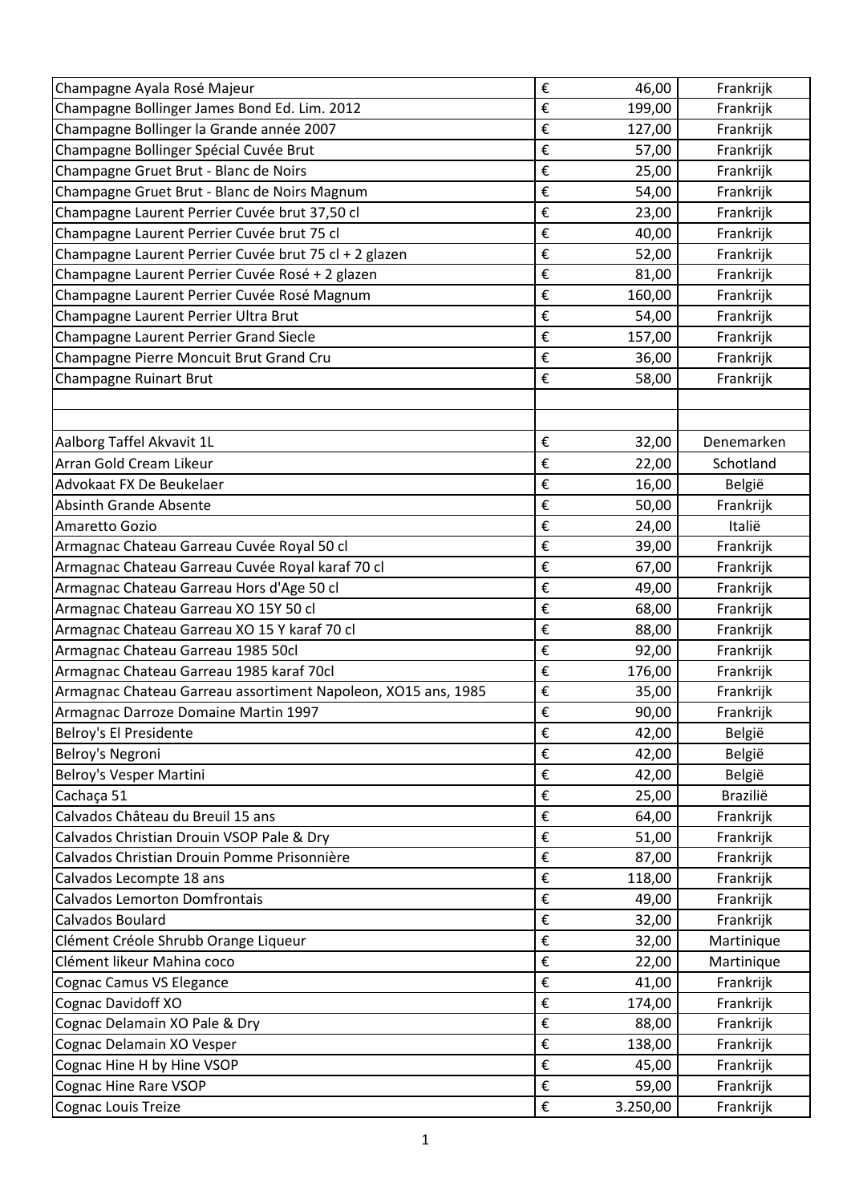| | | | |
|---|---|---|---|
| Champagne Ayala Rosé Majeur | € | 46,00 | Frankrijk |
| Champagne Bollinger James Bond Ed. Lim. 2012 | € | 199,00 | Frankrijk |
| Champagne Bollinger la Grande année 2007 | € | 127,00 | Frankrijk |
| Champagne Bollinger Spécial Cuvée Brut | € | 57,00 | Frankrijk |
| Champagne Gruet Brut - Blanc de Noirs | € | 25,00 | Frankrijk |
| Champagne Gruet Brut - Blanc de Noirs Magnum | € | 54,00 | Frankrijk |
| Champagne Laurent Perrier Cuvée brut 37,50 cl | € | 23,00 | Frankrijk |
| Champagne Laurent Perrier Cuvée brut 75 cl | € | 40,00 | Frankrijk |
| Champagne Laurent Perrier Cuvée brut 75 cl + 2 glazen | € | 52,00 | Frankrijk |
| Champagne Laurent Perrier Cuvée Rosé + 2 glazen | € | 81,00 | Frankrijk |
| Champagne Laurent Perrier Cuvée Rosé Magnum | € | 160,00 | Frankrijk |
| Champagne Laurent Perrier Ultra Brut | € | 54,00 | Frankrijk |
| Champagne Laurent Perrier Grand Siecle | € | 157,00 | Frankrijk |
| Champagne Pierre Moncuit Brut Grand Cru | € | 36,00 | Frankrijk |
| Champagne Ruinart Brut | € | 58,00 | Frankrijk |
| | | | |
| | | | |
| Aalborg Taffel Akvavit 1L | € | 32,00 | Denemarken |
| Arran Gold Cream Likeur | € | 22,00 | Schotland |
| Advokaat FX De Beukelaer | € | 16,00 | België |
| Absinth Grande Absente | € | 50,00 | Frankrijk |
| Amaretto Gozio | € | 24,00 | Italië |
| Armagnac Chateau Garreau Cuvée Royal 50 cl | € | 39,00 | Frankrijk |
| Armagnac Chateau Garreau Cuvée Royal karaf 70 cl | € | 67,00 | Frankrijk |
| Armagnac Chateau Garreau Hors d'Age 50 cl | € | 49,00 | Frankrijk |
| Armagnac Chateau Garreau XO 15Y 50 cl | € | 68,00 | Frankrijk |
| Armagnac Chateau Garreau XO 15 Y karaf 70 cl | € | 88,00 | Frankrijk |
| Armagnac Chateau Garreau 1985 50cl | € | 92,00 | Frankrijk |
| Armagnac Chateau Garreau 1985 karaf 70cl | € | 176,00 | Frankrijk |
| Armagnac Chateau Garreau assortiment Napoleon, XO15 ans, 1985 | € | 35,00 | Frankrijk |
| Armagnac Darroze Domaine Martin 1997 | € | 90,00 | Frankrijk |
| Belroy's El Presidente | € | 42,00 | België |
| Belroy's Negroni | € | 42,00 | België |
| Belroy's Vesper Martini | € | 42,00 | België |
| Cachaça 51 | € | 25,00 | Brazilië |
| Calvados Château du Breuil 15 ans | € | 64,00 | Frankrijk |
| Calvados Christian Drouin VSOP Pale & Dry | € | 51,00 | Frankrijk |
| Calvados Christian Drouin Pomme Prisonnière | € | 87,00 | Frankrijk |
| Calvados Lecompte 18 ans | € | 118,00 | Frankrijk |
| Calvados Lemorton Domfrontais | € | 49,00 | Frankrijk |
| Calvados Boulard | € | 32,00 | Frankrijk |
| Clément Créole Shrubb Orange Liqueur | € | 32,00 | Martinique |
| Clément likeur Mahina coco | € | 22,00 | Martinique |
| Cognac Camus VS Elegance | € | 41,00 | Frankrijk |
| Cognac Davidoff XO | € | 174,00 | Frankrijk |
| Cognac Delamain XO Pale & Dry | € | 88,00 | Frankrijk |
| Cognac Delamain XO Vesper | € | 138,00 | Frankrijk |
| Cognac Hine H by Hine VSOP | € | 45,00 | Frankrijk |
| Cognac Hine Rare VSOP | € | 59,00 | Frankrijk |
| Cognac Louis Treize | € | 3.250,00 | Frankrijk |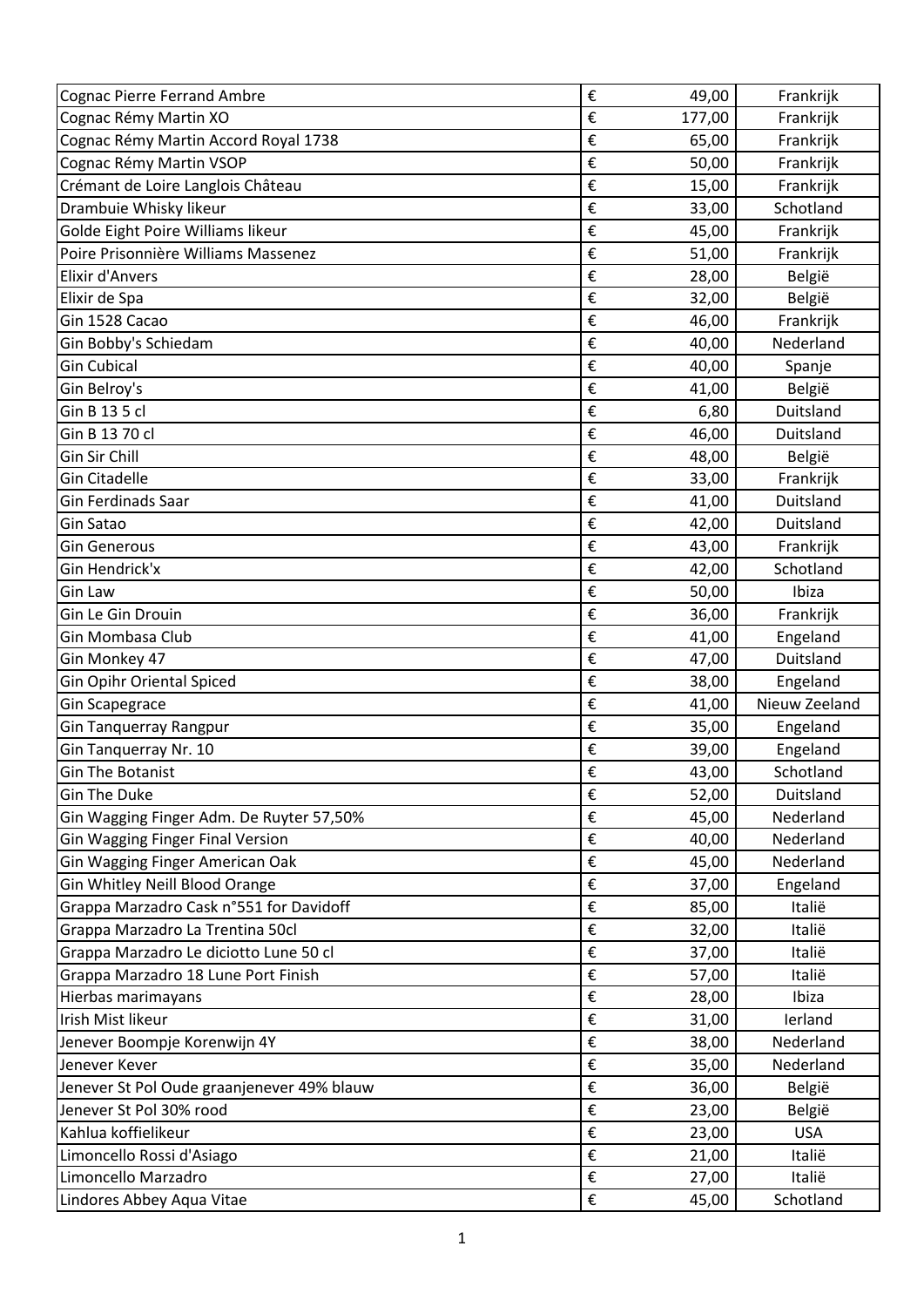| Cognac Pierre Ferrand Ambre | € | 49,00 | Frankrijk |
|---|---|---|---|
| Cognac Rémy Martin XO | € | 177,00 | Frankrijk |
| Cognac Rémy Martin Accord Royal 1738 | € | 65,00 | Frankrijk |
| Cognac Rémy Martin VSOP | € | 50,00 | Frankrijk |
| Crémant de Loire Langlois Château | € | 15,00 | Frankrijk |
| Drambuie Whisky likeur | € | 33,00 | Schotland |
| Golde Eight Poire Williams likeur | € | 45,00 | Frankrijk |
| Poire Prisonnière Williams Massenez | € | 51,00 | Frankrijk |
| Elixir d'Anvers | € | 28,00 | België |
| Elixir de Spa | € | 32,00 | België |
| Gin 1528 Cacao | € | 46,00 | Frankrijk |
| Gin Bobby's Schiedam | € | 40,00 | Nederland |
| Gin Cubical | € | 40,00 | Spanje |
| Gin Belroy's | € | 41,00 | België |
| Gin B 13 5 cl | € | 6,80 | Duitsland |
| Gin B 13 70 cl | € | 46,00 | Duitsland |
| Gin Sir Chill | € | 48,00 | België |
| Gin Citadelle | € | 33,00 | Frankrijk |
| Gin Ferdinads Saar | € | 41,00 | Duitsland |
| Gin Satao | € | 42,00 | Duitsland |
| Gin Generous | € | 43,00 | Frankrijk |
| Gin Hendrick'x | € | 42,00 | Schotland |
| Gin Law | € | 50,00 | Ibiza |
| Gin Le Gin Drouin | € | 36,00 | Frankrijk |
| Gin Mombasa Club | € | 41,00 | Engeland |
| Gin Monkey 47 | € | 47,00 | Duitsland |
| Gin Opihr Oriental Spiced | € | 38,00 | Engeland |
| Gin Scapegrace | € | 41,00 | Nieuw Zeeland |
| Gin Tanquerray Rangpur | € | 35,00 | Engeland |
| Gin Tanquerray Nr. 10 | € | 39,00 | Engeland |
| Gin The Botanist | € | 43,00 | Schotland |
| Gin The Duke | € | 52,00 | Duitsland |
| Gin Wagging Finger Adm. De Ruyter 57,50% | € | 45,00 | Nederland |
| Gin Wagging Finger Final Version | € | 40,00 | Nederland |
| Gin Wagging Finger American Oak | € | 45,00 | Nederland |
| Gin Whitley Neill Blood Orange | € | 37,00 | Engeland |
| Grappa Marzadro Cask n°551 for Davidoff | € | 85,00 | Italië |
| Grappa Marzadro La Trentina 50cl | € | 32,00 | Italië |
| Grappa Marzadro Le diciotto Lune 50 cl | € | 37,00 | Italië |
| Grappa Marzadro 18 Lune Port Finish | € | 57,00 | Italië |
| Hierbas marimayans | € | 28,00 | Ibiza |
| Irish Mist likeur | € | 31,00 | Ierland |
| Jenever Boompje Korenwijn 4Y | € | 38,00 | Nederland |
| Jenever Kever | € | 35,00 | Nederland |
| Jenever St Pol Oude graanjenever 49% blauw | € | 36,00 | België |
| Jenever St Pol 30% rood | € | 23,00 | België |
| Kahlua koffielikeur | € | 23,00 | USA |
| Limoncello Rossi d'Asiago | € | 21,00 | Italië |
| Limoncello Marzadro | € | 27,00 | Italië |
| Lindores Abbey Aqua Vitae | € | 45,00 | Schotland |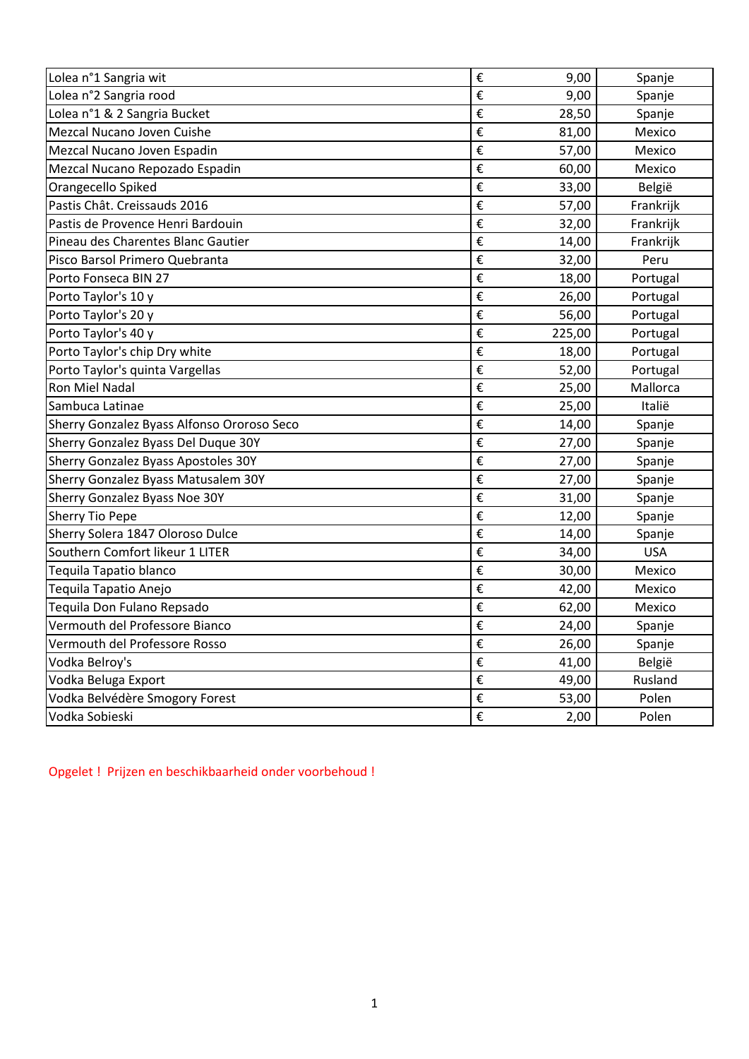| | | | |
|---|---|---|---|
| Lolea n°1 Sangria wit | € | 9,00 | Spanje |
| Lolea n°2 Sangria rood | € | 9,00 | Spanje |
| Lolea n°1 & 2 Sangria Bucket | € | 28,50 | Spanje |
| Mezcal Nucano Joven Cuishe | € | 81,00 | Mexico |
| Mezcal Nucano Joven Espadin | € | 57,00 | Mexico |
| Mezcal Nucano Repozado Espadin | € | 60,00 | Mexico |
| Orangecello Spiked | € | 33,00 | België |
| Pastis Chât. Creissauds 2016 | € | 57,00 | Frankrijk |
| Pastis de Provence Henri Bardouin | € | 32,00 | Frankrijk |
| Pineau des Charentes Blanc Gautier | € | 14,00 | Frankrijk |
| Pisco Barsol Primero Quebranta | € | 32,00 | Peru |
| Porto Fonseca BIN 27 | € | 18,00 | Portugal |
| Porto Taylor's 10 y | € | 26,00 | Portugal |
| Porto Taylor's 20 y | € | 56,00 | Portugal |
| Porto Taylor's 40 y | € | 225,00 | Portugal |
| Porto Taylor's chip Dry white | € | 18,00 | Portugal |
| Porto Taylor's quinta Vargellas | € | 52,00 | Portugal |
| Ron Miel Nadal | € | 25,00 | Mallorca |
| Sambuca Latinae | € | 25,00 | Italië |
| Sherry Gonzalez Byass Alfonso Ororoso Seco | € | 14,00 | Spanje |
| Sherry Gonzalez Byass Del Duque 30Y | € | 27,00 | Spanje |
| Sherry Gonzalez Byass Apostoles 30Y | € | 27,00 | Spanje |
| Sherry Gonzalez Byass Matusalem 30Y | € | 27,00 | Spanje |
| Sherry Gonzalez Byass Noe 30Y | € | 31,00 | Spanje |
| Sherry Tio Pepe | € | 12,00 | Spanje |
| Sherry Solera 1847 Oloroso Dulce | € | 14,00 | Spanje |
| Southern Comfort likeur 1 LITER | € | 34,00 | USA |
| Tequila Tapatio blanco | € | 30,00 | Mexico |
| Tequila Tapatio Anejo | € | 42,00 | Mexico |
| Tequila Don Fulano Repsado | € | 62,00 | Mexico |
| Vermouth del Professore Bianco | € | 24,00 | Spanje |
| Vermouth del Professore Rosso | € | 26,00 | Spanje |
| Vodka Belroy's | € | 41,00 | België |
| Vodka Beluga Export | € | 49,00 | Rusland |
| Vodka Belvédère Smogory Forest | € | 53,00 | Polen |
| Vodka Sobieski | € | 2,00 | Polen |

Opgelet ! Prijzen en beschikbaarheid onder voorbehoud !